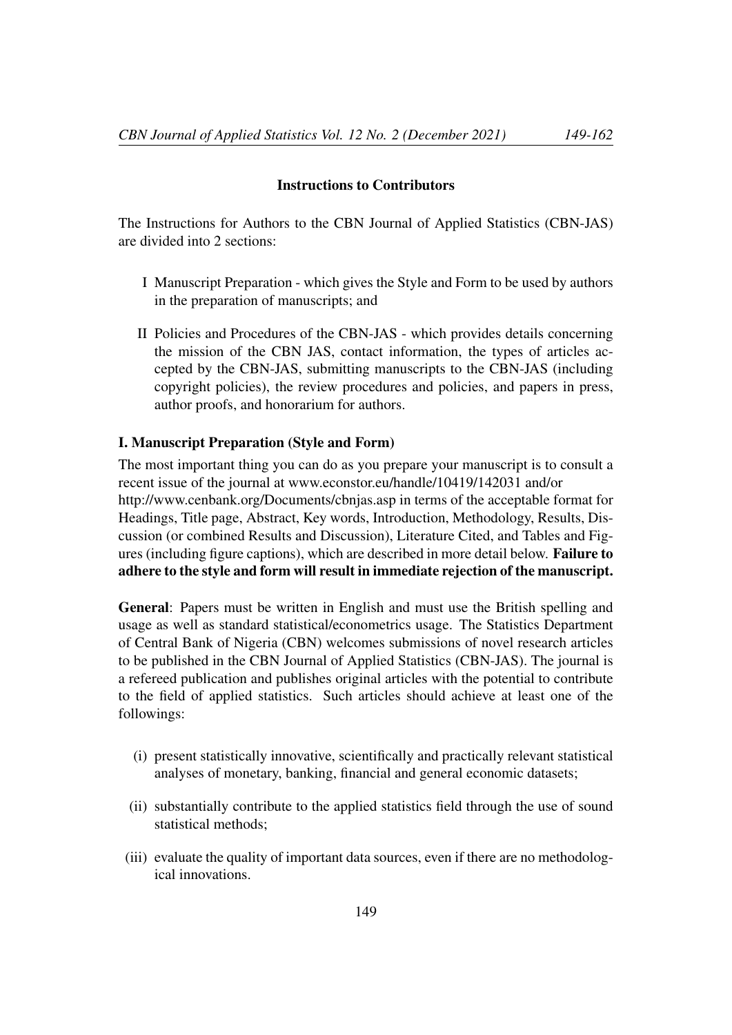## Instructions to Contributors

The Instructions for Authors to the CBN Journal of Applied Statistics (CBN-JAS) are divided into 2 sections:

I Manuscript Preparation - which gives the Style and Form to be used by authors in the preparation of manuscripts; and

II Policies and Procedures of the CBN-JAS - which provides details concerning the mission of the CBN JAS, contact information, the types of articles accepted by the CBN-JAS, submitting manuscripts to the CBN-JAS (including copyright policies), the review procedures and policies, and papers in press, author proofs, and honorarium for authors.

### I. Manuscript Preparation (Style and Form)

The most important thing you can do as you prepare your manuscript is to consult a recent issue of the journal at www.econstor.eu/handle/10419/142031 and/or http://www.cenbank.org/Documents/cbnjas.asp in terms of the acceptable format for Headings, Title page, Abstract, Key words, Introduction, Methodology, Results, Discussion (or combined Results and Discussion), Literature Cited, and Tables and Figures (including figure captions), which are described in more detail below. **Failure to adhere to the style and form will result in immediate rejection of the manuscript.**

**General**: Papers must be written in English and must use the British spelling and usage as well as standard statistical/econometrics usage. The Statistics Department of Central Bank of Nigeria (CBN) welcomes submissions of novel research articles to be published in the CBN Journal of Applied Statistics (CBN-JAS). The journal is a refereed publication and publishes original articles with the potential to contribute to the field of applied statistics. Such articles should achieve at least one of the followings:

(i) present statistically innovative, scientifically and practically relevant statistical analyses of monetary, banking, financial and general economic datasets;

(ii) substantially contribute to the applied statistics field through the use of sound statistical methods;

(iii) evaluate the quality of important data sources, even if there are no methodological innovations.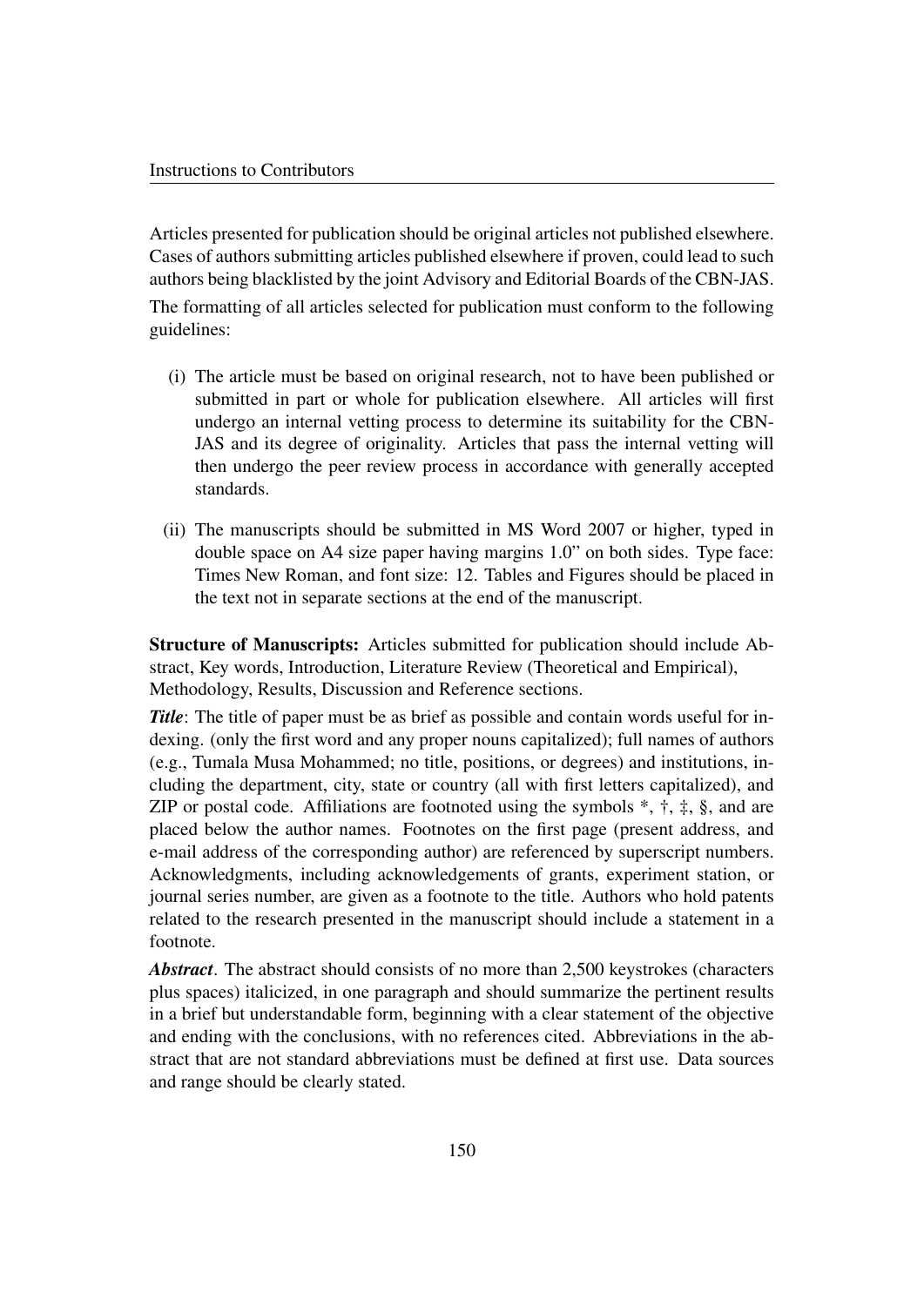## Instructions to Contributors

Articles presented for publication should be original articles not published elsewhere. Cases of authors submitting articles published elsewhere if proven, could lead to such authors being blacklisted by the joint Advisory and Editorial Boards of the CBN-JAS.

The formatting of all articles selected for publication must conform to the following guidelines:

(i) The article must be based on original research, not to have been published or submitted in part or whole for publication elsewhere. All articles will first undergo an internal vetting process to determine its suitability for the CBN-JAS and its degree of originality. Articles that pass the internal vetting will then undergo the peer review process in accordance with generally accepted standards.

(ii) The manuscripts should be submitted in MS Word 2007 or higher, typed in double space on A4 size paper having margins 1.0" on both sides. Type face: Times New Roman, and font size: 12. Tables and Figures should be placed in the text not in separate sections at the end of the manuscript.

**Structure of Manuscripts:** Articles submitted for publication should include Abstract, Key words, Introduction, Literature Review (Theoretical and Empirical), Methodology, Results, Discussion and Reference sections.

***Title***: The title of paper must be as brief as possible and contain words useful for indexing. (only the first word and any proper nouns capitalized); full names of authors (e.g., Tumala Musa Mohammed; no title, positions, or degrees) and institutions, including the department, city, state or country (all with first letters capitalized), and ZIP or postal code. Affiliations are footnoted using the symbols *, †, ‡, §, and are placed below the author names. Footnotes on the first page (present address, and e-mail address of the corresponding author) are referenced by superscript numbers. Acknowledgments, including acknowledgements of grants, experiment station, or journal series number, are given as a footnote to the title. Authors who hold patents related to the research presented in the manuscript should include a statement in a footnote.

***Abstract***. The abstract should consists of no more than 2,500 keystrokes (characters plus spaces) italicized, in one paragraph and should summarize the pertinent results in a brief but understandable form, beginning with a clear statement of the objective and ending with the conclusions, with no references cited. Abbreviations in the abstract that are not standard abbreviations must be defined at first use. Data sources and range should be clearly stated.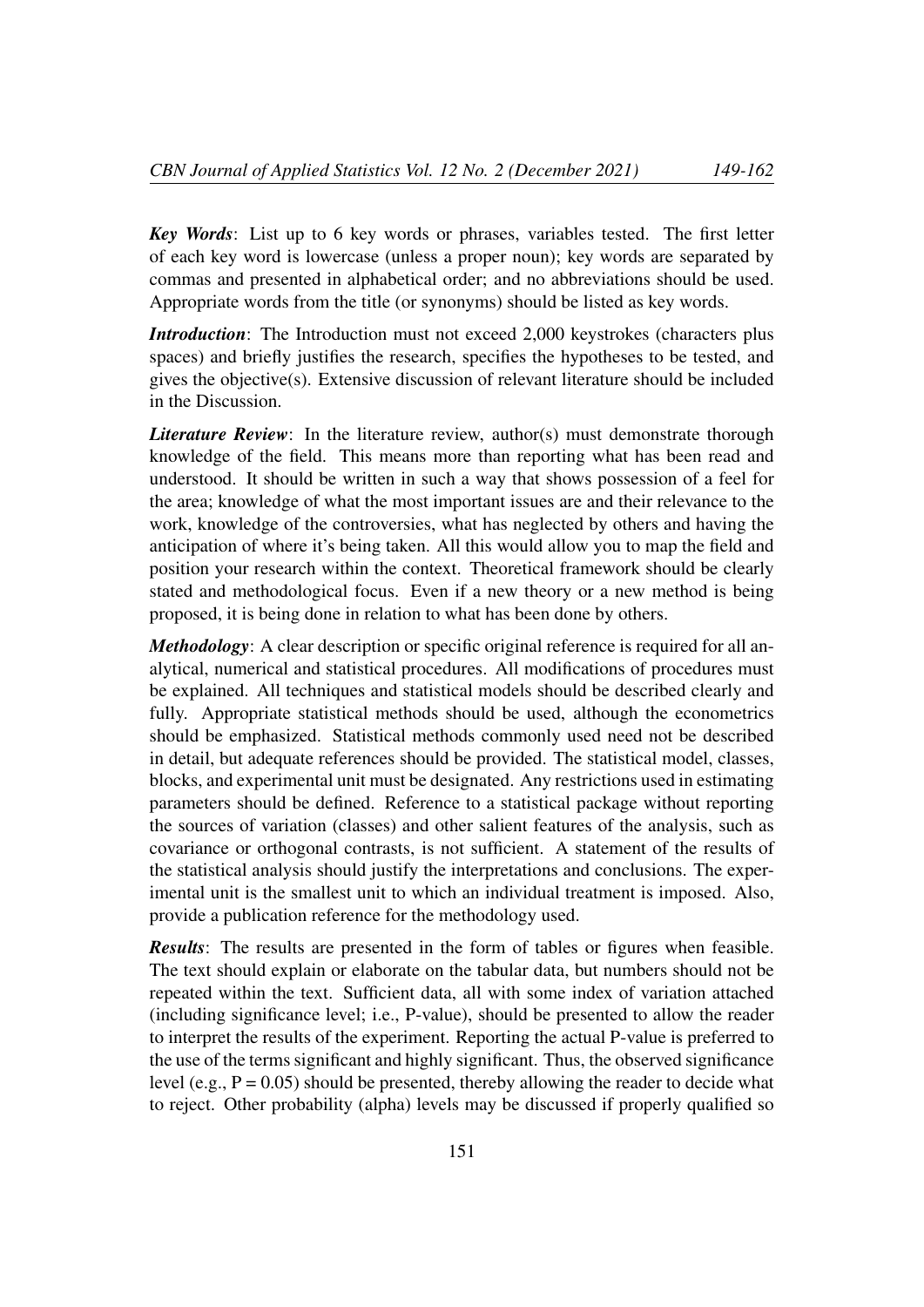***Key Words***: List up to 6 key words or phrases, variables tested. The first letter of each key word is lowercase (unless a proper noun); key words are separated by commas and presented in alphabetical order; and no abbreviations should be used. Appropriate words from the title (or synonyms) should be listed as key words.

***Introduction***: The Introduction must not exceed 2,000 keystrokes (characters plus spaces) and briefly justifies the research, specifies the hypotheses to be tested, and gives the objective(s). Extensive discussion of relevant literature should be included in the Discussion.

***Literature Review***: In the literature review, author(s) must demonstrate thorough knowledge of the field. This means more than reporting what has been read and understood. It should be written in such a way that shows possession of a feel for the area; knowledge of what the most important issues are and their relevance to the work, knowledge of the controversies, what has neglected by others and having the anticipation of where it's being taken. All this would allow you to map the field and position your research within the context. Theoretical framework should be clearly stated and methodological focus. Even if a new theory or a new method is being proposed, it is being done in relation to what has been done by others.

***Methodology***: A clear description or specific original reference is required for all analytical, numerical and statistical procedures. All modifications of procedures must be explained. All techniques and statistical models should be described clearly and fully. Appropriate statistical methods should be used, although the econometrics should be emphasized. Statistical methods commonly used need not be described in detail, but adequate references should be provided. The statistical model, classes, blocks, and experimental unit must be designated. Any restrictions used in estimating parameters should be defined. Reference to a statistical package without reporting the sources of variation (classes) and other salient features of the analysis, such as covariance or orthogonal contrasts, is not sufficient. A statement of the results of the statistical analysis should justify the interpretations and conclusions. The experimental unit is the smallest unit to which an individual treatment is imposed. Also, provide a publication reference for the methodology used.

***Results***: The results are presented in the form of tables or figures when feasible. The text should explain or elaborate on the tabular data, but numbers should not be repeated within the text. Sufficient data, all with some index of variation attached (including significance level; i.e., P-value), should be presented to allow the reader to interpret the results of the experiment. Reporting the actual P-value is preferred to the use of the terms significant and highly significant. Thus, the observed significance level (e.g., $P = 0.05$) should be presented, thereby allowing the reader to decide what to reject. Other probability (alpha) levels may be discussed if properly qualified so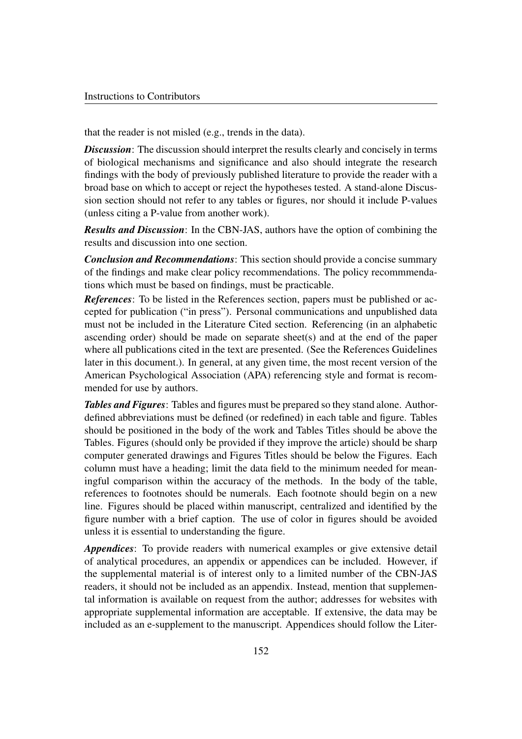that the reader is not misled (e.g., trends in the data).

***Discussion***: The discussion should interpret the results clearly and concisely in terms of biological mechanisms and significance and also should integrate the research findings with the body of previously published literature to provide the reader with a broad base on which to accept or reject the hypotheses tested. A stand-alone Discussion section should not refer to any tables or figures, nor should it include P-values (unless citing a P-value from another work).

***Results and Discussion***: In the CBN-JAS, authors have the option of combining the results and discussion into one section.

***Conclusion and Recommendations***: This section should provide a concise summary of the findings and make clear policy recommendations. The policy recommmendations which must be based on findings, must be practicable.

***References***: To be listed in the References section, papers must be published or accepted for publication ("in press"). Personal communications and unpublished data must not be included in the Literature Cited section. Referencing (in an alphabetic ascending order) should be made on separate sheet(s) and at the end of the paper where all publications cited in the text are presented. (See the References Guidelines later in this document.). In general, at any given time, the most recent version of the American Psychological Association (APA) referencing style and format is recommended for use by authors.

***Tables and Figures***: Tables and figures must be prepared so they stand alone. Author-defined abbreviations must be defined (or redefined) in each table and figure. Tables should be positioned in the body of the work and Tables Titles should be above the Tables. Figures (should only be provided if they improve the article) should be sharp computer generated drawings and Figures Titles should be below the Figures. Each column must have a heading; limit the data field to the minimum needed for meaningful comparison within the accuracy of the methods. In the body of the table, references to footnotes should be numerals. Each footnote should begin on a new line. Figures should be placed within manuscript, centralized and identified by the figure number with a brief caption. The use of color in figures should be avoided unless it is essential to understanding the figure.

***Appendices***: To provide readers with numerical examples or give extensive detail of analytical procedures, an appendix or appendices can be included. However, if the supplemental material is of interest only to a limited number of the CBN-JAS readers, it should not be included as an appendix. Instead, mention that supplemental information is available on request from the author; addresses for websites with appropriate supplemental information are acceptable. If extensive, the data may be included as an e-supplement to the manuscript. Appendices should follow the Liter-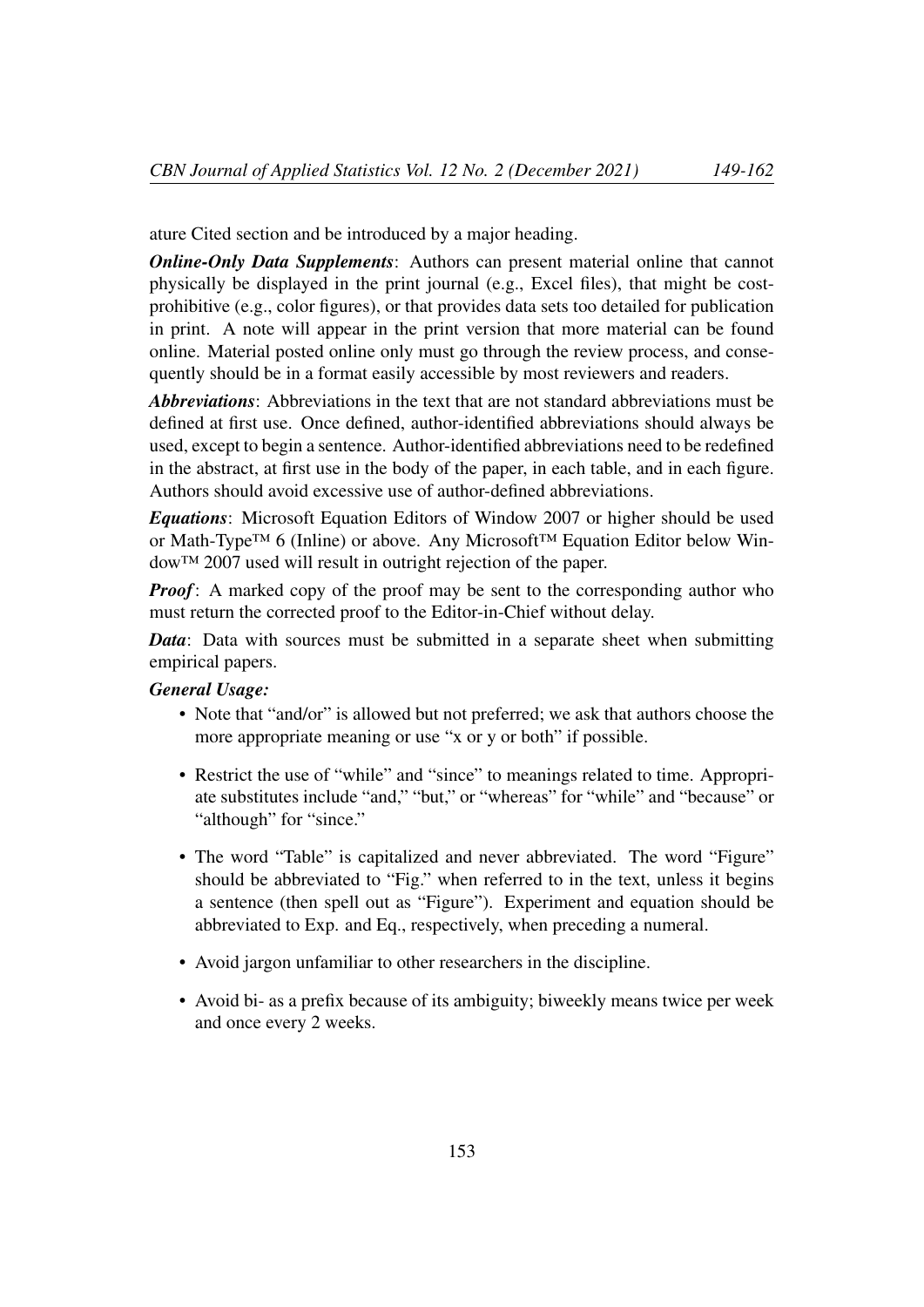ature Cited section and be introduced by a major heading.

***Online-Only Data Supplements***: Authors can present material online that cannot physically be displayed in the print journal (e.g., Excel files), that might be cost-prohibitive (e.g., color figures), or that provides data sets too detailed for publication in print. A note will appear in the print version that more material can be found online. Material posted online only must go through the review process, and consequently should be in a format easily accessible by most reviewers and readers.

***Abbreviations***: Abbreviations in the text that are not standard abbreviations must be defined at first use. Once defined, author-identified abbreviations should always be used, except to begin a sentence. Author-identified abbreviations need to be redefined in the abstract, at first use in the body of the paper, in each table, and in each figure. Authors should avoid excessive use of author-defined abbreviations.

***Equations***: Microsoft Equation Editors of Window 2007 or higher should be used or Math-Type™ 6 (Inline) or above. Any Microsoft™ Equation Editor below Window™ 2007 used will result in outright rejection of the paper.

***Proof***: A marked copy of the proof may be sent to the corresponding author who must return the corrected proof to the Editor-in-Chief without delay.

***Data***: Data with sources must be submitted in a separate sheet when submitting empirical papers.

***General Usage:***

- Note that "and/or" is allowed but not preferred; we ask that authors choose the more appropriate meaning or use "x or y or both" if possible.
- Restrict the use of "while" and "since" to meanings related to time. Appropriate substitutes include "and," "but," or "whereas" for "while" and "because" or "although" for "since."
- The word "Table" is capitalized and never abbreviated. The word "Figure" should be abbreviated to "Fig." when referred to in the text, unless it begins a sentence (then spell out as "Figure"). Experiment and equation should be abbreviated to Exp. and Eq., respectively, when preceding a numeral.
- Avoid jargon unfamiliar to other researchers in the discipline.
- Avoid bi- as a prefix because of its ambiguity; biweekly means twice per week and once every 2 weeks.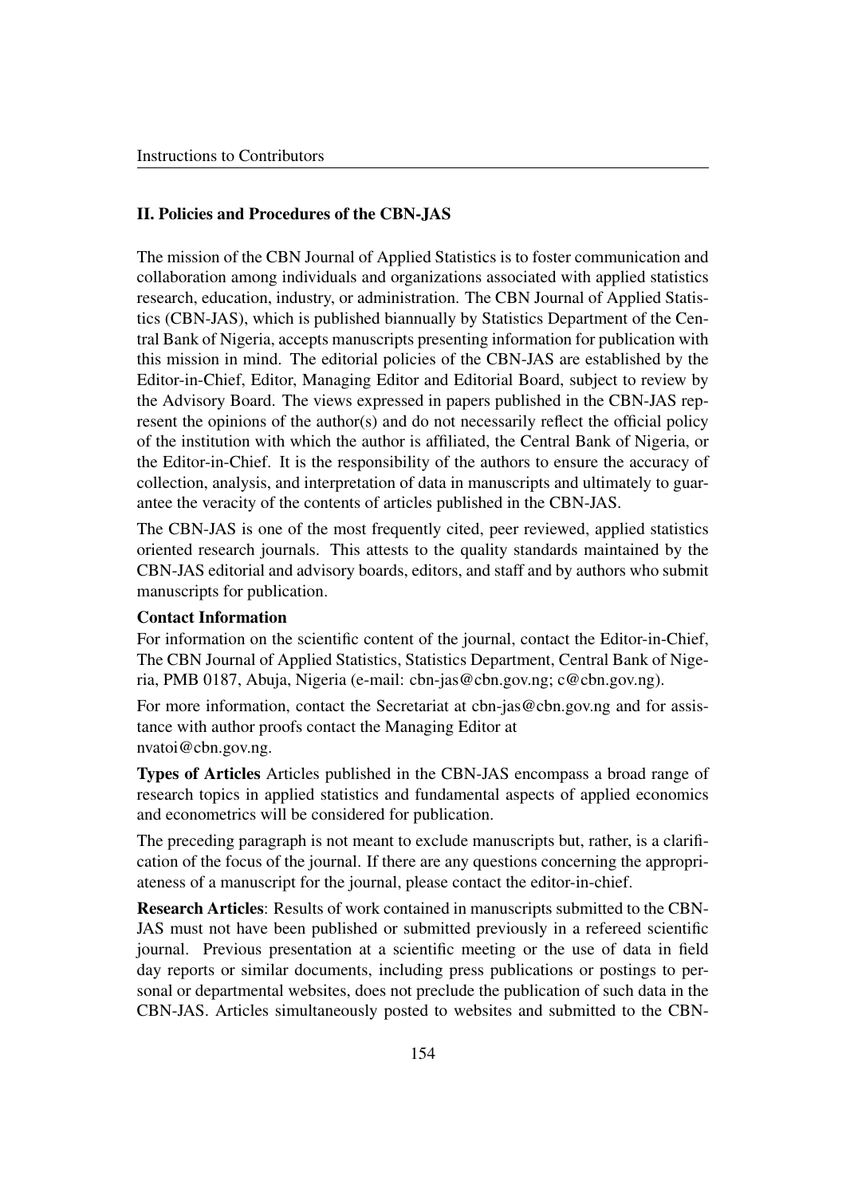## II. Policies and Procedures of the CBN-JAS

The mission of the CBN Journal of Applied Statistics is to foster communication and collaboration among individuals and organizations associated with applied statistics research, education, industry, or administration. The CBN Journal of Applied Statistics (CBN-JAS), which is published biannually by Statistics Department of the Central Bank of Nigeria, accepts manuscripts presenting information for publication with this mission in mind. The editorial policies of the CBN-JAS are established by the Editor-in-Chief, Editor, Managing Editor and Editorial Board, subject to review by the Advisory Board. The views expressed in papers published in the CBN-JAS represent the opinions of the author(s) and do not necessarily reflect the official policy of the institution with which the author is affiliated, the Central Bank of Nigeria, or the Editor-in-Chief. It is the responsibility of the authors to ensure the accuracy of collection, analysis, and interpretation of data in manuscripts and ultimately to guarantee the veracity of the contents of articles published in the CBN-JAS.

The CBN-JAS is one of the most frequently cited, peer reviewed, applied statistics oriented research journals. This attests to the quality standards maintained by the CBN-JAS editorial and advisory boards, editors, and staff and by authors who submit manuscripts for publication.

**Contact Information**

For information on the scientific content of the journal, contact the Editor-in-Chief, The CBN Journal of Applied Statistics, Statistics Department, Central Bank of Nigeria, PMB 0187, Abuja, Nigeria (e-mail: cbn-jas@cbn.gov.ng; c@cbn.gov.ng).

For more information, contact the Secretariat at cbn-jas@cbn.gov.ng and for assistance with author proofs contact the Managing Editor at nvatoi@cbn.gov.ng.

**Types of Articles** Articles published in the CBN-JAS encompass a broad range of research topics in applied statistics and fundamental aspects of applied economics and econometrics will be considered for publication.

The preceding paragraph is not meant to exclude manuscripts but, rather, is a clarification of the focus of the journal. If there are any questions concerning the appropriateness of a manuscript for the journal, please contact the editor-in-chief.

**Research Articles**: Results of work contained in manuscripts submitted to the CBN-JAS must not have been published or submitted previously in a refereed scientific journal. Previous presentation at a scientific meeting or the use of data in field day reports or similar documents, including press publications or postings to personal or departmental websites, does not preclude the publication of such data in the CBN-JAS. Articles simultaneously posted to websites and submitted to the CBN-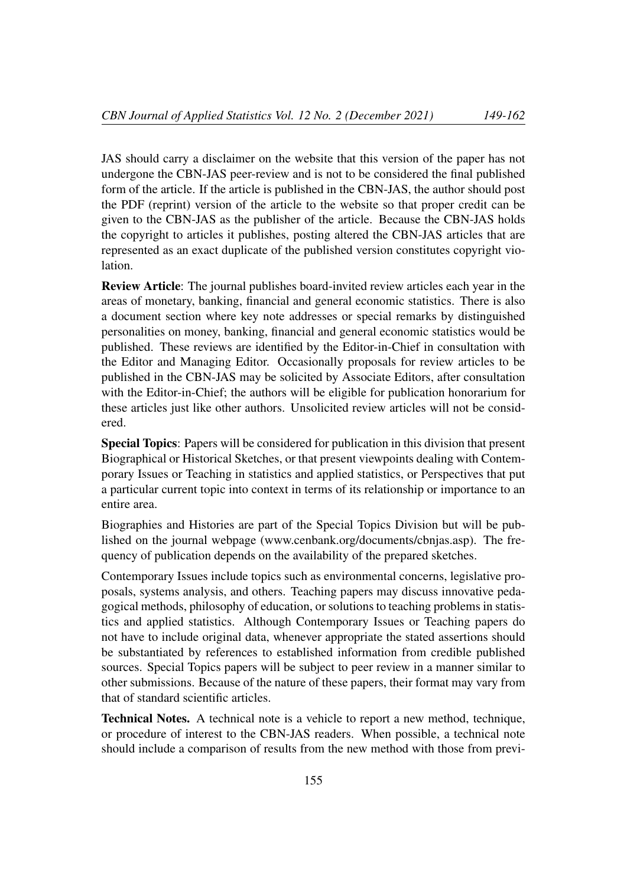JAS should carry a disclaimer on the website that this version of the paper has not undergone the CBN-JAS peer-review and is not to be considered the final published form of the article. If the article is published in the CBN-JAS, the author should post the PDF (reprint) version of the article to the website so that proper credit can be given to the CBN-JAS as the publisher of the article. Because the CBN-JAS holds the copyright to articles it publishes, posting altered the CBN-JAS articles that are represented as an exact duplicate of the published version constitutes copyright violation.

**Review Article**: The journal publishes board-invited review articles each year in the areas of monetary, banking, financial and general economic statistics. There is also a document section where key note addresses or special remarks by distinguished personalities on money, banking, financial and general economic statistics would be published. These reviews are identified by the Editor-in-Chief in consultation with the Editor and Managing Editor. Occasionally proposals for review articles to be published in the CBN-JAS may be solicited by Associate Editors, after consultation with the Editor-in-Chief; the authors will be eligible for publication honorarium for these articles just like other authors. Unsolicited review articles will not be considered.

**Special Topics**: Papers will be considered for publication in this division that present Biographical or Historical Sketches, or that present viewpoints dealing with Contemporary Issues or Teaching in statistics and applied statistics, or Perspectives that put a particular current topic into context in terms of its relationship or importance to an entire area.

Biographies and Histories are part of the Special Topics Division but will be published on the journal webpage (www.cenbank.org/documents/cbnjas.asp). The frequency of publication depends on the availability of the prepared sketches.

Contemporary Issues include topics such as environmental concerns, legislative proposals, systems analysis, and others. Teaching papers may discuss innovative pedagogical methods, philosophy of education, or solutions to teaching problems in statistics and applied statistics. Although Contemporary Issues or Teaching papers do not have to include original data, whenever appropriate the stated assertions should be substantiated by references to established information from credible published sources. Special Topics papers will be subject to peer review in a manner similar to other submissions. Because of the nature of these papers, their format may vary from that of standard scientific articles.

**Technical Notes.** A technical note is a vehicle to report a new method, technique, or procedure of interest to the CBN-JAS readers. When possible, a technical note should include a comparison of results from the new method with those from previ-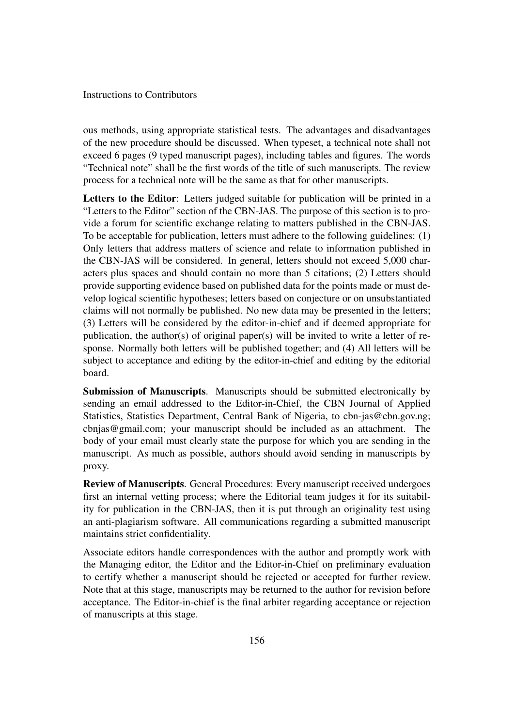ous methods, using appropriate statistical tests. The advantages and disadvantages of the new procedure should be discussed. When typeset, a technical note shall not exceed 6 pages (9 typed manuscript pages), including tables and figures. The words "Technical note" shall be the first words of the title of such manuscripts. The review process for a technical note will be the same as that for other manuscripts.

**Letters to the Editor**: Letters judged suitable for publication will be printed in a "Letters to the Editor" section of the CBN-JAS. The purpose of this section is to provide a forum for scientific exchange relating to matters published in the CBN-JAS. To be acceptable for publication, letters must adhere to the following guidelines: (1) Only letters that address matters of science and relate to information published in the CBN-JAS will be considered. In general, letters should not exceed 5,000 characters plus spaces and should contain no more than 5 citations; (2) Letters should provide supporting evidence based on published data for the points made or must develop logical scientific hypotheses; letters based on conjecture or on unsubstantiated claims will not normally be published. No new data may be presented in the letters; (3) Letters will be considered by the editor-in-chief and if deemed appropriate for publication, the author(s) of original paper(s) will be invited to write a letter of response. Normally both letters will be published together; and (4) All letters will be subject to acceptance and editing by the editor-in-chief and editing by the editorial board.

**Submission of Manuscripts**. Manuscripts should be submitted electronically by sending an email addressed to the Editor-in-Chief, the CBN Journal of Applied Statistics, Statistics Department, Central Bank of Nigeria, to cbn-jas@cbn.gov.ng; cbnjas@gmail.com; your manuscript should be included as an attachment. The body of your email must clearly state the purpose for which you are sending in the manuscript. As much as possible, authors should avoid sending in manuscripts by proxy.

**Review of Manuscripts**. General Procedures: Every manuscript received undergoes first an internal vetting process; where the Editorial team judges it for its suitability for publication in the CBN-JAS, then it is put through an originality test using an anti-plagiarism software. All communications regarding a submitted manuscript maintains strict confidentiality.

Associate editors handle correspondences with the author and promptly work with the Managing editor, the Editor and the Editor-in-Chief on preliminary evaluation to certify whether a manuscript should be rejected or accepted for further review. Note that at this stage, manuscripts may be returned to the author for revision before acceptance. The Editor-in-chief is the final arbiter regarding acceptance or rejection of manuscripts at this stage.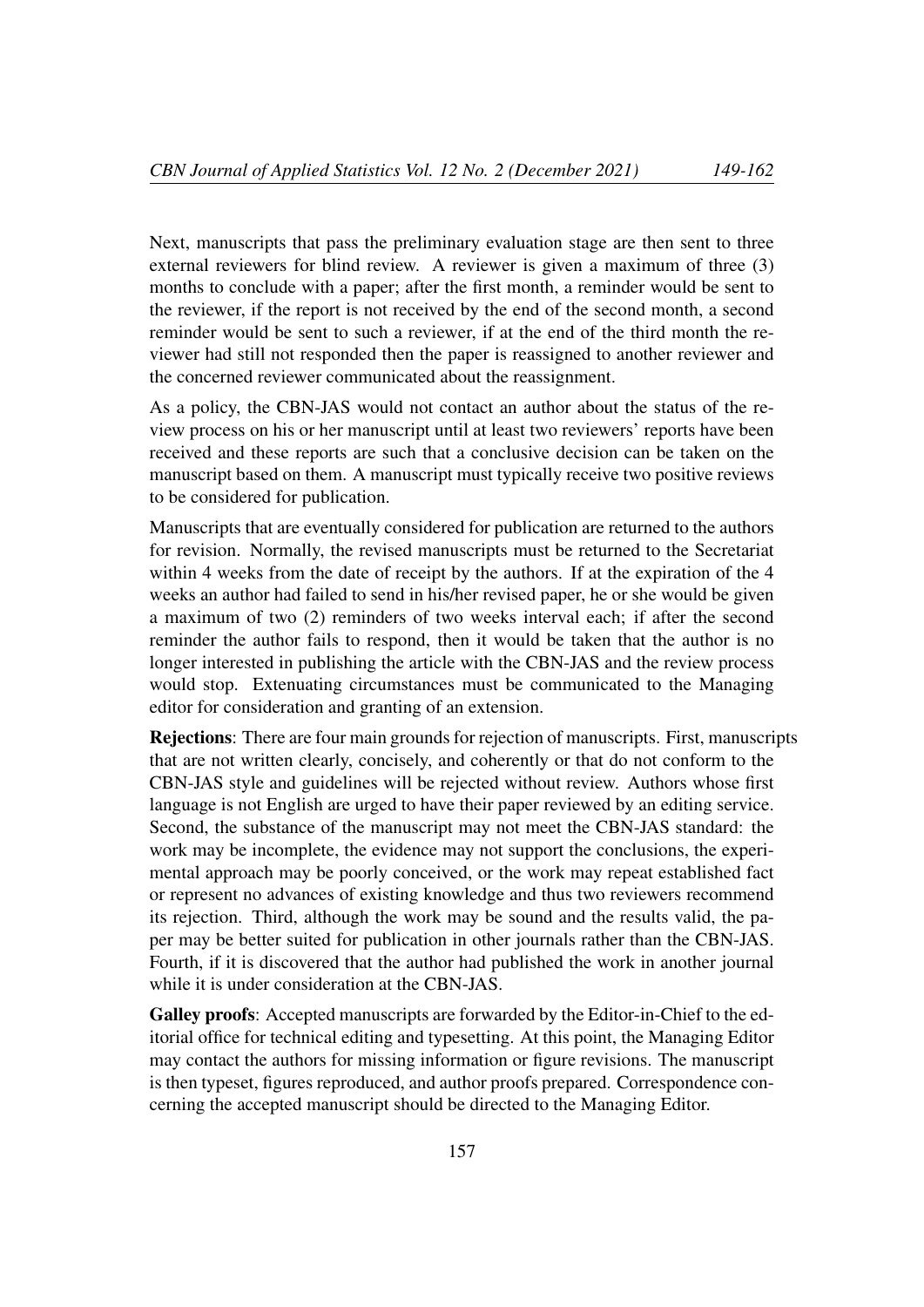Next, manuscripts that pass the preliminary evaluation stage are then sent to three external reviewers for blind review. A reviewer is given a maximum of three (3) months to conclude with a paper; after the first month, a reminder would be sent to the reviewer, if the report is not received by the end of the second month, a second reminder would be sent to such a reviewer, if at the end of the third month the reviewer had still not responded then the paper is reassigned to another reviewer and the concerned reviewer communicated about the reassignment.

As a policy, the CBN-JAS would not contact an author about the status of the review process on his or her manuscript until at least two reviewers' reports have been received and these reports are such that a conclusive decision can be taken on the manuscript based on them. A manuscript must typically receive two positive reviews to be considered for publication.

Manuscripts that are eventually considered for publication are returned to the authors for revision. Normally, the revised manuscripts must be returned to the Secretariat within 4 weeks from the date of receipt by the authors. If at the expiration of the 4 weeks an author had failed to send in his/her revised paper, he or she would be given a maximum of two (2) reminders of two weeks interval each; if after the second reminder the author fails to respond, then it would be taken that the author is no longer interested in publishing the article with the CBN-JAS and the review process would stop. Extenuating circumstances must be communicated to the Managing editor for consideration and granting of an extension.

**Rejections**: There are four main grounds for rejection of manuscripts. First, manuscripts that are not written clearly, concisely, and coherently or that do not conform to the CBN-JAS style and guidelines will be rejected without review. Authors whose first language is not English are urged to have their paper reviewed by an editing service. Second, the substance of the manuscript may not meet the CBN-JAS standard: the work may be incomplete, the evidence may not support the conclusions, the experimental approach may be poorly conceived, or the work may repeat established fact or represent no advances of existing knowledge and thus two reviewers recommend its rejection. Third, although the work may be sound and the results valid, the paper may be better suited for publication in other journals rather than the CBN-JAS. Fourth, if it is discovered that the author had published the work in another journal while it is under consideration at the CBN-JAS.

**Galley proofs**: Accepted manuscripts are forwarded by the Editor-in-Chief to the editorial office for technical editing and typesetting. At this point, the Managing Editor may contact the authors for missing information or figure revisions. The manuscript is then typeset, figures reproduced, and author proofs prepared. Correspondence concerning the accepted manuscript should be directed to the Managing Editor.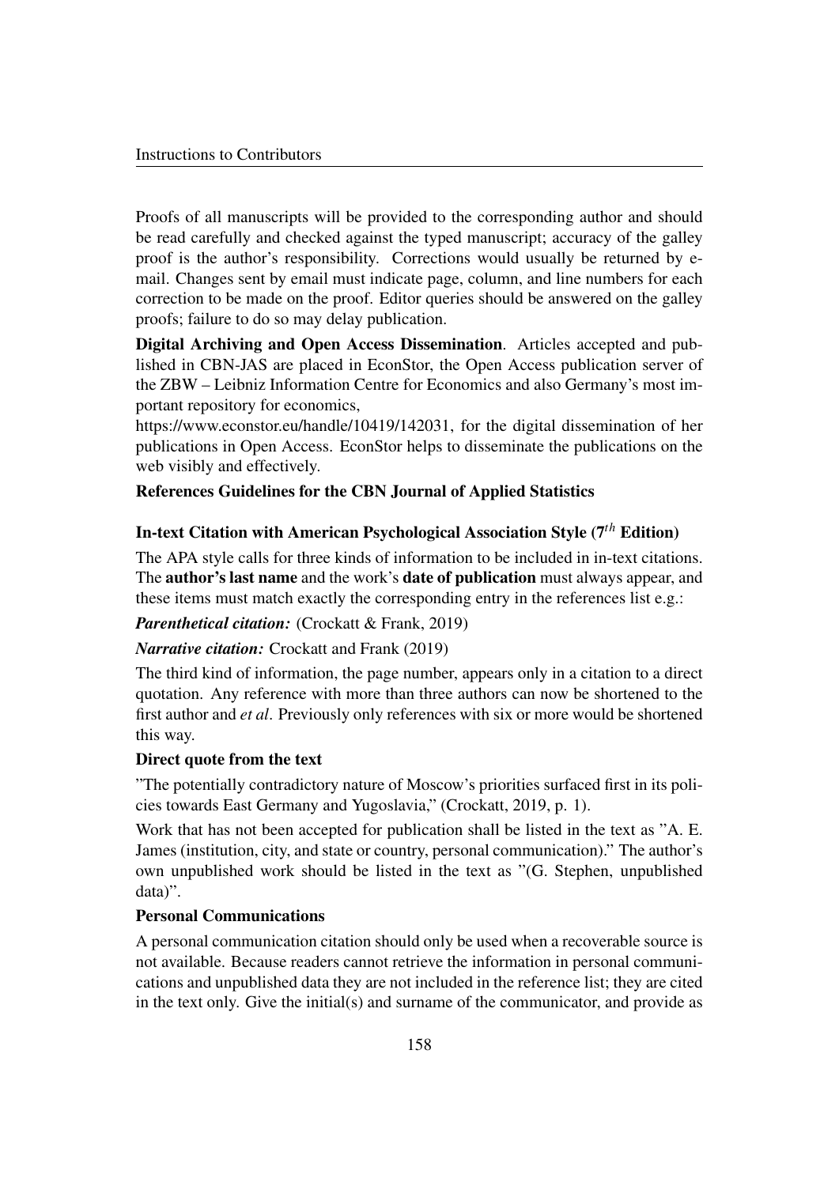Proofs of all manuscripts will be provided to the corresponding author and should be read carefully and checked against the typed manuscript; accuracy of the galley proof is the author's responsibility. Corrections would usually be returned by e-mail. Changes sent by email must indicate page, column, and line numbers for each correction to be made on the proof. Editor queries should be answered on the galley proofs; failure to do so may delay publication.

**Digital Archiving and Open Access Dissemination**. Articles accepted and published in CBN-JAS are placed in EconStor, the Open Access publication server of the ZBW – Leibniz Information Centre for Economics and also Germany's most important repository for economics,
https://www.econstor.eu/handle/10419/142031, for the digital dissemination of her publications in Open Access. EconStor helps to disseminate the publications on the web visibly and effectively.

**References Guidelines for the CBN Journal of Applied Statistics**

### In-text Citation with American Psychological Association Style (7$^{th}$ Edition)

The APA style calls for three kinds of information to be included in in-text citations. The **author's last name** and the work's **date of publication** must always appear, and these items must match exactly the corresponding entry in the references list e.g.:

***Parenthetical citation:*** (Crockatt & Frank, 2019)

***Narrative citation:*** Crockatt and Frank (2019)

The third kind of information, the page number, appears only in a citation to a direct quotation. Any reference with more than three authors can now be shortened to the first author and *et al*. Previously only references with six or more would be shortened this way.

**Direct quote from the text**

"The potentially contradictory nature of Moscow's priorities surfaced first in its policies towards East Germany and Yugoslavia," (Crockatt, 2019, p. 1).

Work that has not been accepted for publication shall be listed in the text as "A. E. James (institution, city, and state or country, personal communication)." The author's own unpublished work should be listed in the text as "(G. Stephen, unpublished data)".

**Personal Communications**

A personal communication citation should only be used when a recoverable source is not available. Because readers cannot retrieve the information in personal communications and unpublished data they are not included in the reference list; they are cited in the text only. Give the initial(s) and surname of the communicator, and provide as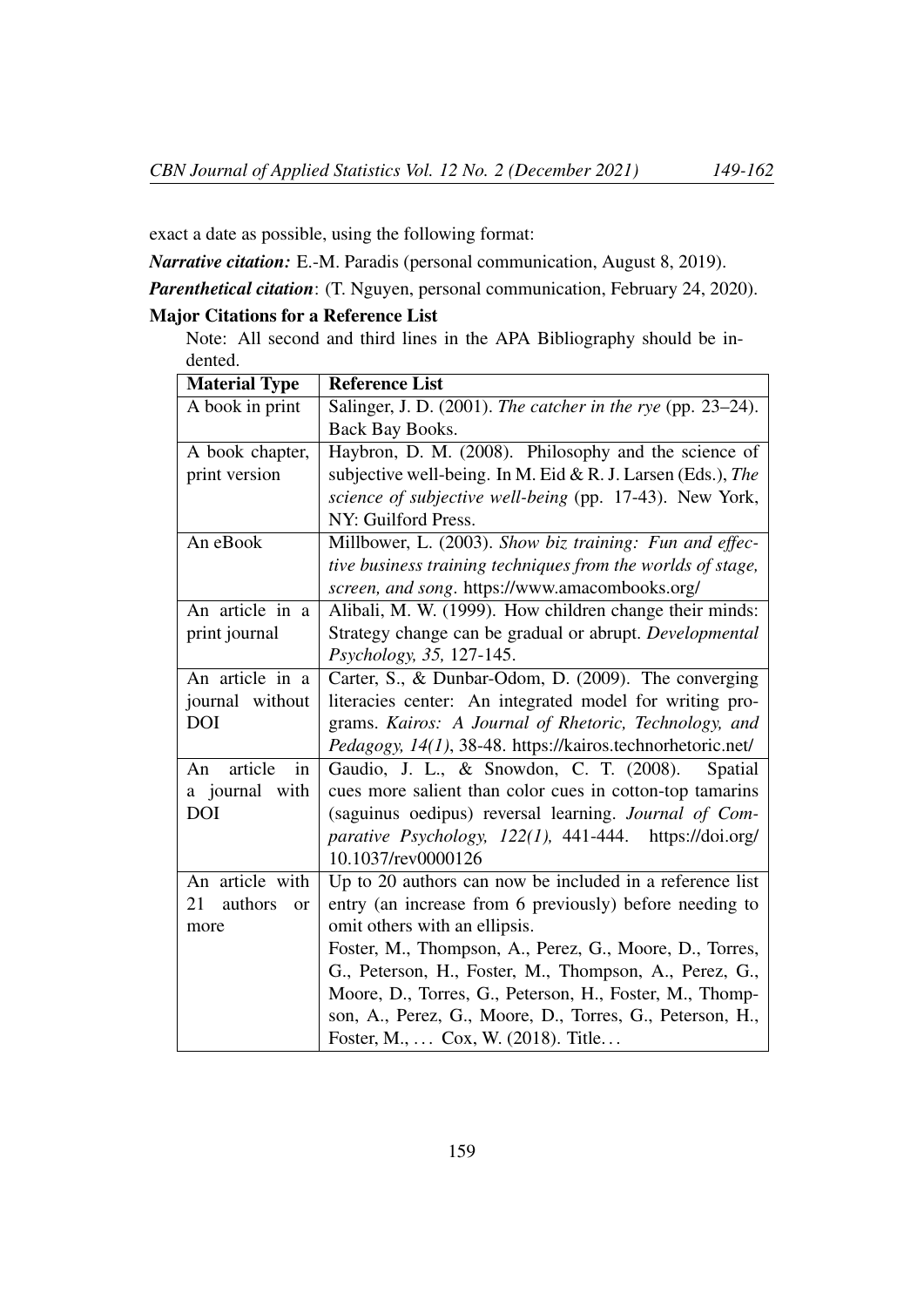exact a date as possible, using the following format:

***Narrative citation:*** E.-M. Paradis (personal communication, August 8, 2019).

***Parenthetical citation***: (T. Nguyen, personal communication, February 24, 2020).

**Major Citations for a Reference List**

Note: All second and third lines in the APA Bibliography should be indented.

| **Material Type** | **Reference List** |
|---|---|
| A book in print | Salinger, J. D. (2001). *The catcher in the rye* (pp. 23–24). Back Bay Books. |
| A book chapter, print version | Haybron, D. M. (2008). Philosophy and the science of subjective well-being. In M. Eid & R. J. Larsen (Eds.), *The science of subjective well-being* (pp. 17-43). New York, NY: Guilford Press. |
| An eBook | Millbower, L. (2003). *Show biz training: Fun and effective business training techniques from the worlds of stage, screen, and song*. https://www.amacombooks.org/ |
| An article in a print journal | Alibali, M. W. (1999). How children change their minds: Strategy change can be gradual or abrupt. *Developmental Psychology, 35,* 127-145. |
| An article in a journal without DOI | Carter, S., & Dunbar-Odom, D. (2009). The converging literacies center: An integrated model for writing programs. *Kairos: A Journal of Rhetoric, Technology, and Pedagogy, 14(1)*, 38-48. https://kairos.technorhetoric.net/ |
| An article in a journal with DOI | Gaudio, J. L., & Snowdon, C. T. (2008). Spatial cues more salient than color cues in cotton-top tamarins (saguinus oedipus) reversal learning. *Journal of Comparative Psychology, 122(1),* 441-444. https://doi.org/10.1037/rev0000126 |
| An article with 21 authors or more | Up to 20 authors can now be included in a reference list entry (an increase from 6 previously) before needing to omit others with an ellipsis. Foster, M., Thompson, A., Perez, G., Moore, D., Torres, G., Peterson, H., Foster, M., Thompson, A., Perez, G., Moore, D., Torres, G., Peterson, H., Foster, M., Thompson, A., Perez, G., Moore, D., Torres, G., Peterson, H., Foster, M., … Cox, W. (2018). Title… |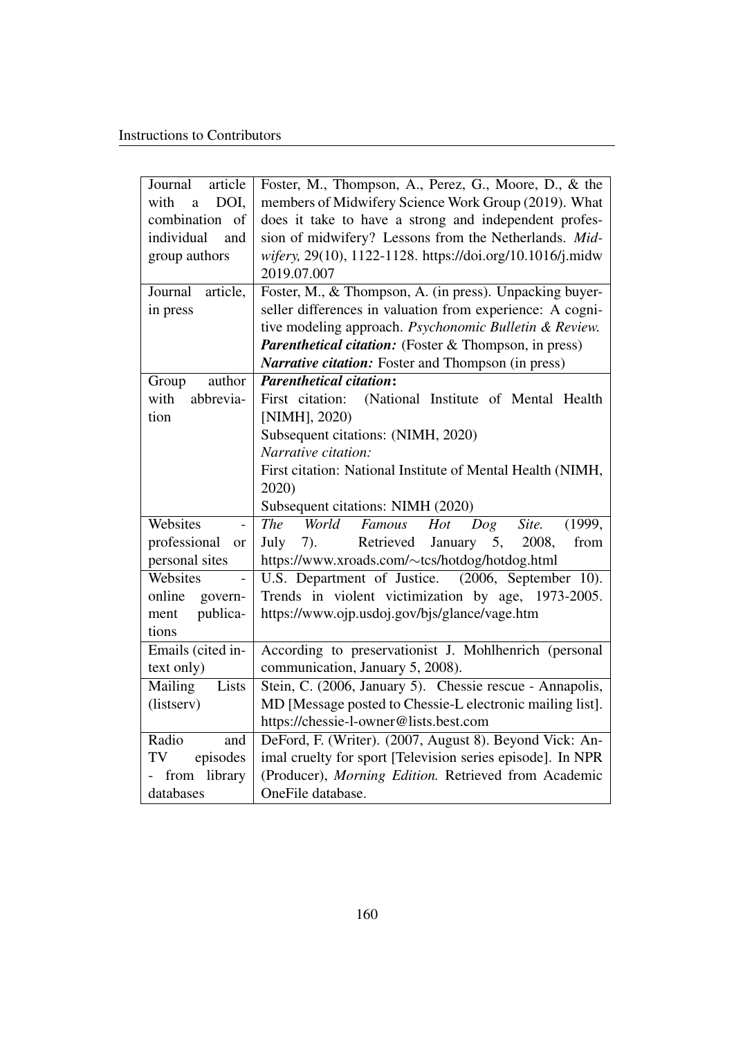| | |
|---|---|
| Journal article with a DOI, combination of individual and group authors | Foster, M., Thompson, A., Perez, G., Moore, D., & the members of Midwifery Science Work Group (2019). What does it take to have a strong and independent profession of midwifery? Lessons from the Netherlands. *Midwifery,* 29(10), 1122-1128. https://doi.org/10.1016/j.midw 2019.07.007 |
| Journal article, in press | Foster, M., & Thompson, A. (in press). Unpacking buyer-seller differences in valuation from experience: A cognitive modeling approach. *Psychonomic Bulletin & Review.* ***Parenthetical citation:*** (Foster & Thompson, in press) ***Narrative citation:*** Foster and Thompson (in press) |
| Group author with abbreviation | ***Parenthetical citation*:** First citation: (National Institute of Mental Health [NIMH], 2020) Subsequent citations: (NIMH, 2020) *Narrative citation:* First citation: National Institute of Mental Health (NIMH, 2020) Subsequent citations: NIMH (2020) |
| Websites - professional or personal sites | *The World Famous Hot Dog Site.* (1999, July 7). Retrieved January 5, 2008, from https://www.xroads.com/∼tcs/hotdog/hotdog.html |
| Websites - online government publications | U.S. Department of Justice. (2006, September 10). Trends in violent victimization by age, 1973-2005. https://www.ojp.usdoj.gov/bjs/glance/vage.htm |
| Emails (cited in-text only) | According to preservationist J. Mohlhenrich (personal communication, January 5, 2008). |
| Mailing Lists (listserv) | Stein, C. (2006, January 5). Chessie rescue - Annapolis, MD [Message posted to Chessie-L electronic mailing list]. https://chessie-l-owner@lists.best.com |
| Radio and TV episodes - from library databases | DeFord, F. (Writer). (2007, August 8). Beyond Vick: Animal cruelty for sport [Television series episode]. In NPR (Producer), *Morning Edition.* Retrieved from Academic OneFile database. |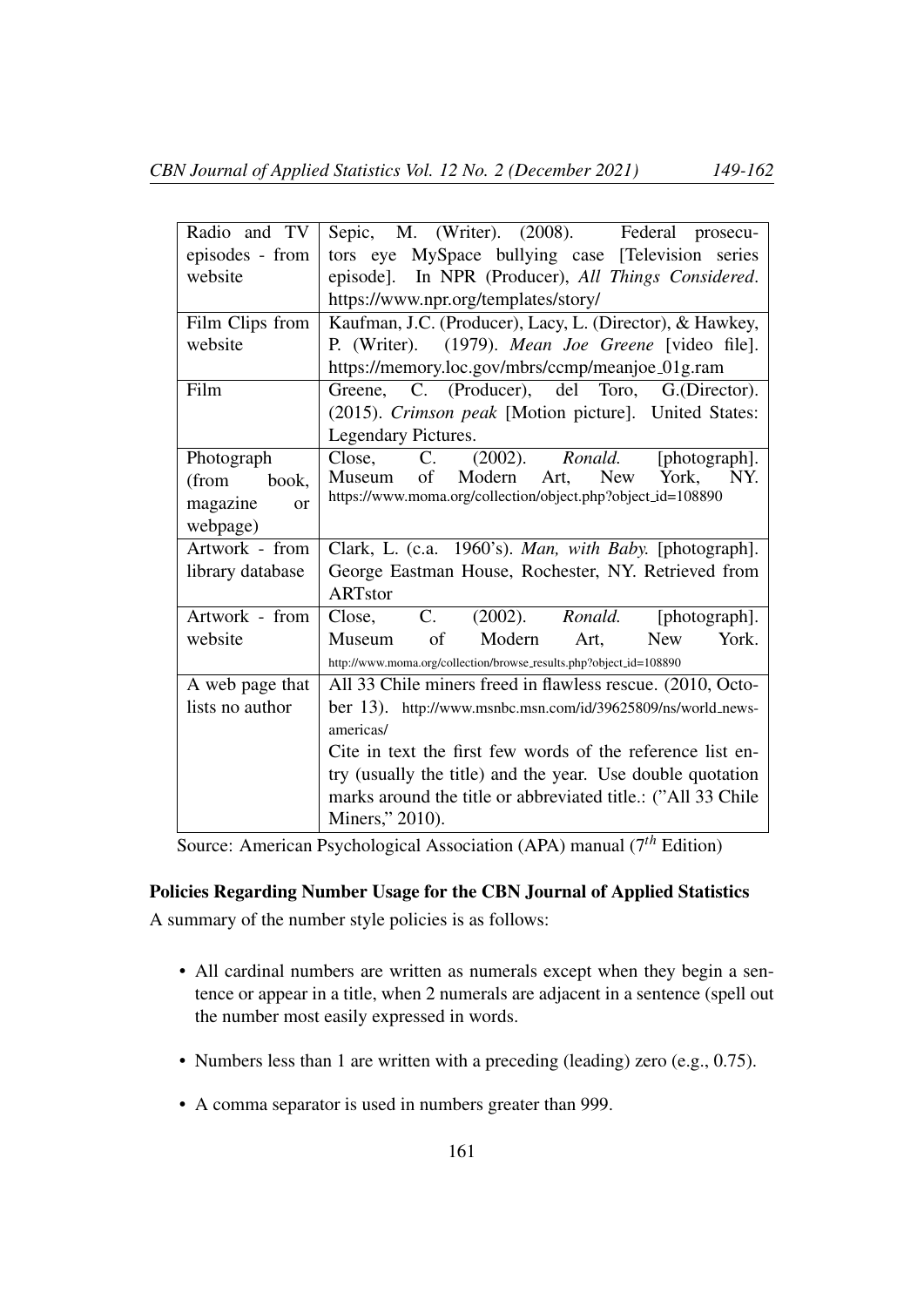| Radio and TV episodes - from website | Sepic, M. (Writer). (2008). Federal prosecutors eye MySpace bullying case [Television series episode]. In NPR (Producer), *All Things Considered*. https://www.npr.org/templates/story/ |
|---|---|
| Film Clips from website | Kaufman, J.C. (Producer), Lacy, L. (Director), & Hawkey, P. (Writer). (1979). *Mean Joe Greene* [video file]. https://memory.loc.gov/mbrs/ccmp/meanjoe_01g.ram |
| Film | Greene, C. (Producer), del Toro, G.(Director). (2015). *Crimson peak* [Motion picture]. United States: Legendary Pictures. |
| Photograph (from book, magazine or webpage) | Close, C. (2002). *Ronald.* [photograph]. Museum of Modern Art, New York, NY. https://www.moma.org/collection/object.php?object_id=108890 |
| Artwork - from library database | Clark, L. (c.a. 1960's). *Man, with Baby.* [photograph]. George Eastman House, Rochester, NY. Retrieved from ARTstor |
| Artwork - from website | Close, C. (2002). *Ronald.* [photograph]. Museum of Modern Art, New York. http://www.moma.org/collection/browse_results.php?object_id=108890 |
| A web page that lists no author | All 33 Chile miners freed in flawless rescue. (2010, October 13). http://www.msnbc.msn.com/id/39625809/ns/world_news-americas/ Cite in text the first few words of the reference list entry (usually the title) and the year. Use double quotation marks around the title or abbreviated title.: ("All 33 Chile Miners," 2010). |

Source: American Psychological Association (APA) manual ($7^{th}$ Edition)

### Policies Regarding Number Usage for the CBN Journal of Applied Statistics

A summary of the number style policies is as follows:

- All cardinal numbers are written as numerals except when they begin a sentence or appear in a title, when 2 numerals are adjacent in a sentence (spell out the number most easily expressed in words.
- Numbers less than 1 are written with a preceding (leading) zero (e.g., 0.75).
- A comma separator is used in numbers greater than 999.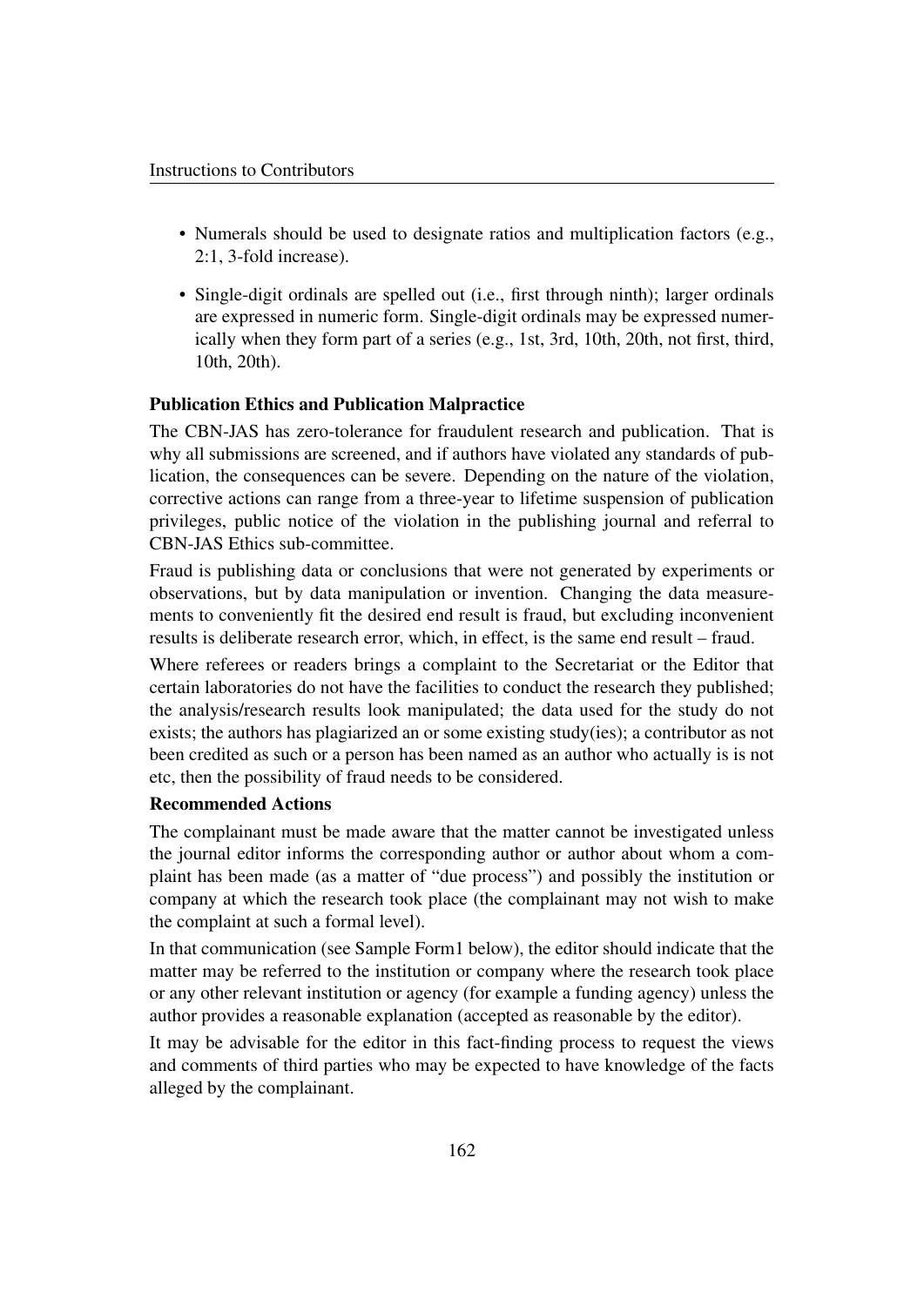- Numerals should be used to designate ratios and multiplication factors (e.g., 2:1, 3-fold increase).
- Single-digit ordinals are spelled out (i.e., first through ninth); larger ordinals are expressed in numeric form. Single-digit ordinals may be expressed numerically when they form part of a series (e.g., 1st, 3rd, 10th, 20th, not first, third, 10th, 20th).

**Publication Ethics and Publication Malpractice**

The CBN-JAS has zero-tolerance for fraudulent research and publication. That is why all submissions are screened, and if authors have violated any standards of publication, the consequences can be severe. Depending on the nature of the violation, corrective actions can range from a three-year to lifetime suspension of publication privileges, public notice of the violation in the publishing journal and referral to CBN-JAS Ethics sub-committee.

Fraud is publishing data or conclusions that were not generated by experiments or observations, but by data manipulation or invention. Changing the data measurements to conveniently fit the desired end result is fraud, but excluding inconvenient results is deliberate research error, which, in effect, is the same end result – fraud.

Where referees or readers brings a complaint to the Secretariat or the Editor that certain laboratories do not have the facilities to conduct the research they published; the analysis/research results look manipulated; the data used for the study do not exists; the authors has plagiarized an or some existing study(ies); a contributor as not been credited as such or a person has been named as an author who actually is is not etc, then the possibility of fraud needs to be considered.

**Recommended Actions**

The complainant must be made aware that the matter cannot be investigated unless the journal editor informs the corresponding author or author about whom a complaint has been made (as a matter of "due process") and possibly the institution or company at which the research took place (the complainant may not wish to make the complaint at such a formal level).

In that communication (see Sample Form1 below), the editor should indicate that the matter may be referred to the institution or company where the research took place or any other relevant institution or agency (for example a funding agency) unless the author provides a reasonable explanation (accepted as reasonable by the editor).

It may be advisable for the editor in this fact-finding process to request the views and comments of third parties who may be expected to have knowledge of the facts alleged by the complainant.